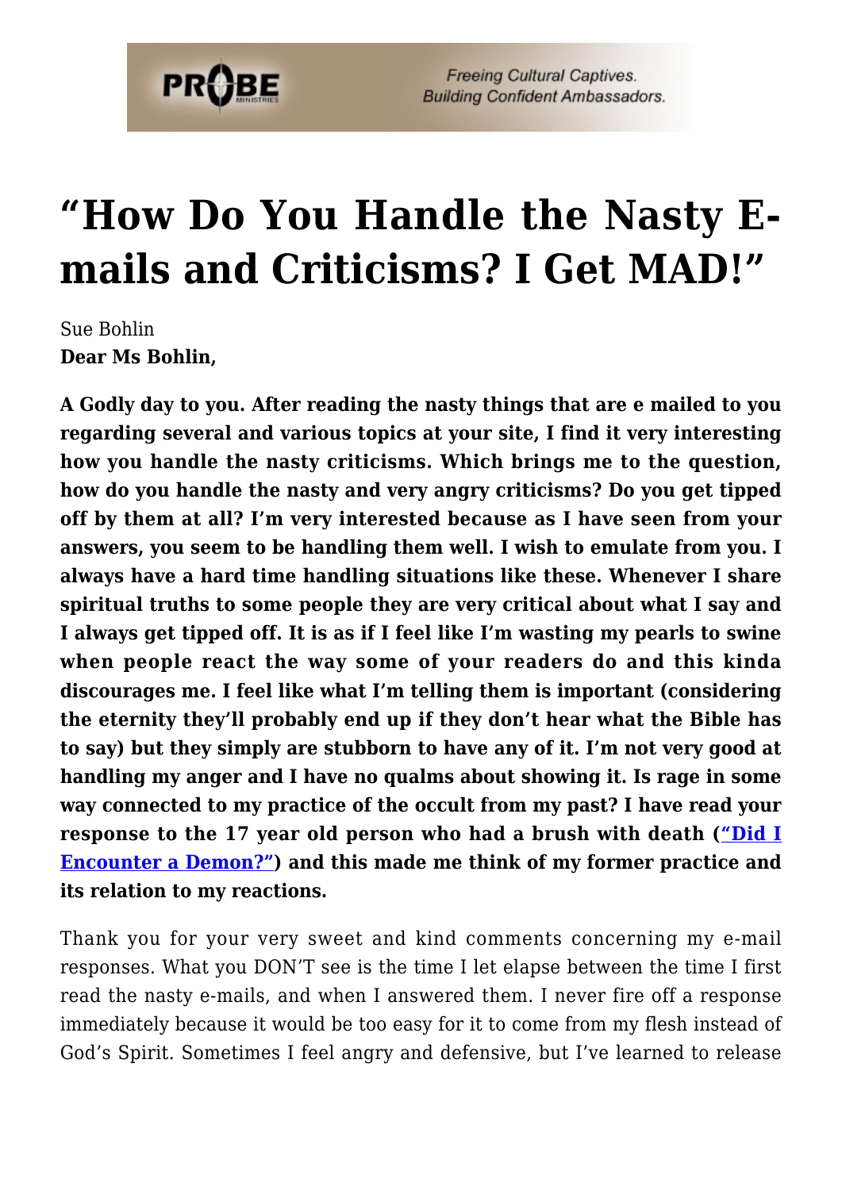# "How Do You Handle the Nasty E-mails and Criticisms? I Get MAD!"

Sue Bohlin

**Dear Ms Bohlin,**

**A Godly day to you. After reading the nasty things that are e mailed to you regarding several and various topics at your site, I find it very interesting how you handle the nasty criticisms. Which brings me to the question, how do you handle the nasty and very angry criticisms? Do you get tipped off by them at all? I'm very interested because as I have seen from your answers, you seem to be handling them well. I wish to emulate from you. I always have a hard time handling situations like these. Whenever I share spiritual truths to some people they are very critical about what I say and I always get tipped off. It is as if I feel like I'm wasting my pearls to swine when people react the way some of your readers do and this kinda discourages me. I feel like what I'm telling them is important (considering the eternity they'll probably end up if they don't hear what the Bible has to say) but they simply are stubborn to have any of it. I'm not very good at handling my anger and I have no qualms about showing it. Is rage in some way connected to my practice of the occult from my past? I have read your response to the 17 year old person who had a brush with death ([“Did I Encounter a Demon?”]) and this made me think of my former practice and its relation to my reactions.**

Thank you for your very sweet and kind comments concerning my e-mail responses. What you DON'T see is the time I let elapse between the time I first read the nasty e-mails, and when I answered them. I never fire off a response immediately because it would be too easy for it to come from my flesh instead of God's Spirit. Sometimes I feel angry and defensive, but I've learned to release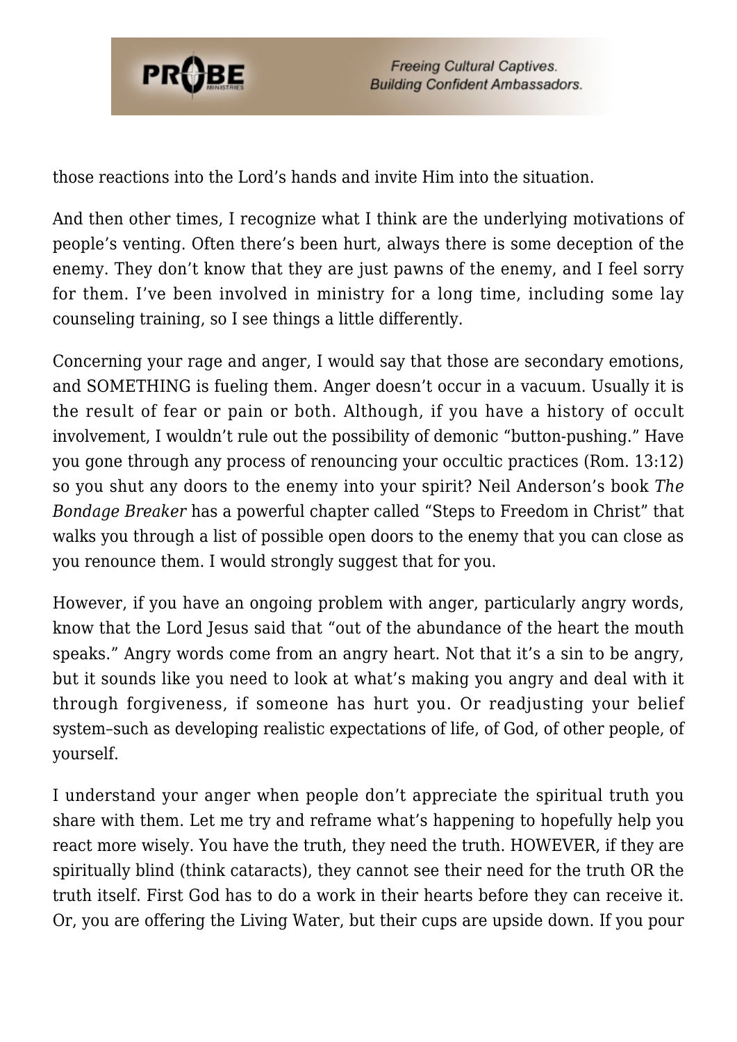those reactions into the Lord's hands and invite Him into the situation.

And then other times, I recognize what I think are the underlying motivations of people's venting. Often there's been hurt, always there is some deception of the enemy. They don't know that they are just pawns of the enemy, and I feel sorry for them. I've been involved in ministry for a long time, including some lay counseling training, so I see things a little differently.

Concerning your rage and anger, I would say that those are secondary emotions, and SOMETHING is fueling them. Anger doesn't occur in a vacuum. Usually it is the result of fear or pain or both. Although, if you have a history of occult involvement, I wouldn't rule out the possibility of demonic "button-pushing." Have you gone through any process of renouncing your occultic practices (Rom. 13:12) so you shut any doors to the enemy into your spirit? Neil Anderson's book *The Bondage Breaker* has a powerful chapter called "Steps to Freedom in Christ" that walks you through a list of possible open doors to the enemy that you can close as you renounce them. I would strongly suggest that for you.

However, if you have an ongoing problem with anger, particularly angry words, know that the Lord Jesus said that "out of the abundance of the heart the mouth speaks." Angry words come from an angry heart. Not that it's a sin to be angry, but it sounds like you need to look at what's making you angry and deal with it through forgiveness, if someone has hurt you. Or readjusting your belief system–such as developing realistic expectations of life, of God, of other people, of yourself.

I understand your anger when people don't appreciate the spiritual truth you share with them. Let me try and reframe what's happening to hopefully help you react more wisely. You have the truth, they need the truth. HOWEVER, if they are spiritually blind (think cataracts), they cannot see their need for the truth OR the truth itself. First God has to do a work in their hearts before they can receive it. Or, you are offering the Living Water, but their cups are upside down. If you pour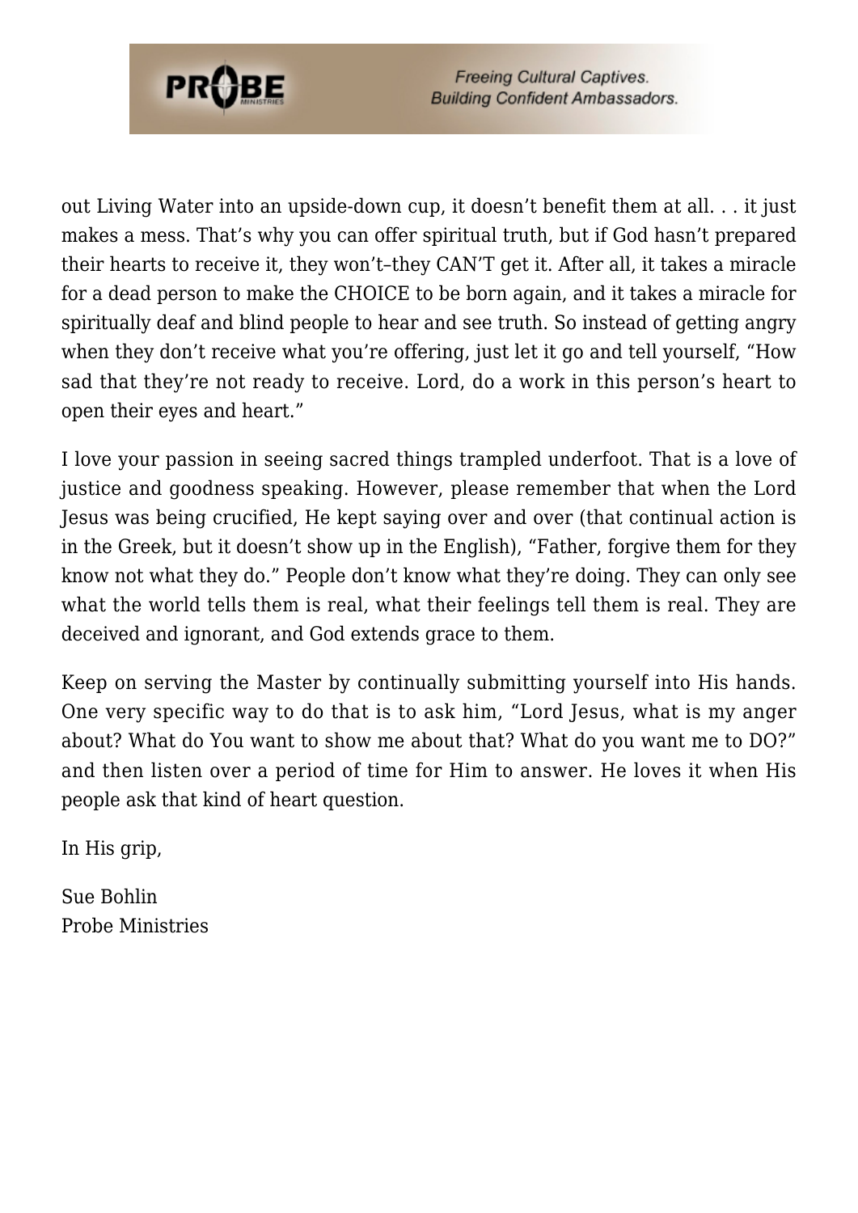out Living Water into an upside-down cup, it doesn't benefit them at all. . . it just makes a mess. That's why you can offer spiritual truth, but if God hasn't prepared their hearts to receive it, they won't–they CAN'T get it. After all, it takes a miracle for a dead person to make the CHOICE to be born again, and it takes a miracle for spiritually deaf and blind people to hear and see truth. So instead of getting angry when they don't receive what you're offering, just let it go and tell yourself, "How sad that they're not ready to receive. Lord, do a work in this person's heart to open their eyes and heart."

I love your passion in seeing sacred things trampled underfoot. That is a love of justice and goodness speaking. However, please remember that when the Lord Jesus was being crucified, He kept saying over and over (that continual action is in the Greek, but it doesn't show up in the English), "Father, forgive them for they know not what they do." People don't know what they're doing. They can only see what the world tells them is real, what their feelings tell them is real. They are deceived and ignorant, and God extends grace to them.

Keep on serving the Master by continually submitting yourself into His hands. One very specific way to do that is to ask him, "Lord Jesus, what is my anger about? What do You want to show me about that? What do you want me to DO?" and then listen over a period of time for Him to answer. He loves it when His people ask that kind of heart question.

In His grip,

Sue Bohlin
Probe Ministries